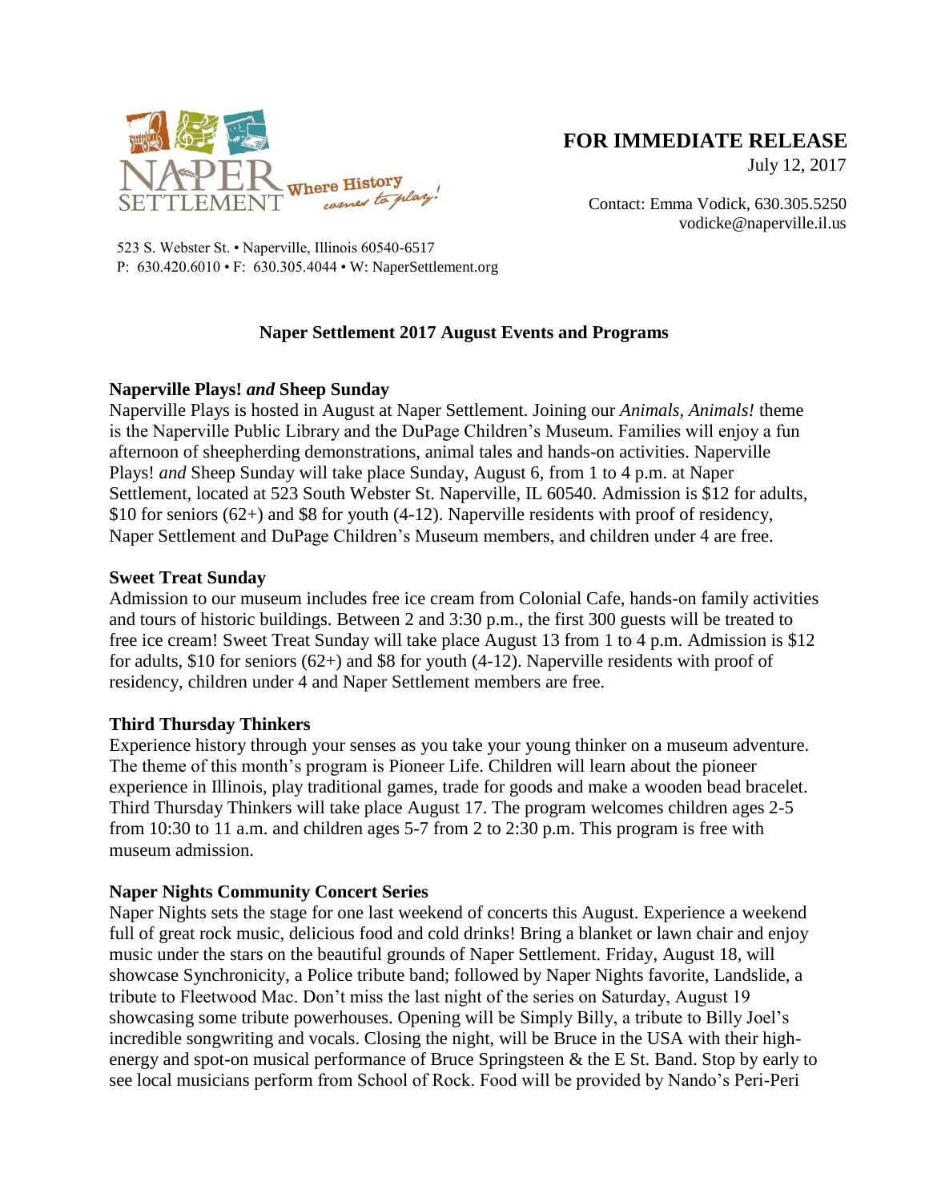NAPER SETTLEMENT Where History comes to play!

**FOR IMMEDIATE RELEASE**

July 12, 2017

Contact: Emma Vodick, 630.305.5250
vodicke@naperville.il.us

523 S. Webster St. • Naperville, Illinois 60540-6517
P: 630.420.6010 • F: 630.305.4044 • W: NaperSettlement.org

## Naper Settlement 2017 August Events and Programs

### Naperville Plays! *and* Sheep Sunday

Naperville Plays is hosted in August at Naper Settlement. Joining our *Animals, Animals!* theme is the Naperville Public Library and the DuPage Children's Museum. Families will enjoy a fun afternoon of sheepherding demonstrations, animal tales and hands-on activities. Naperville Plays! *and* Sheep Sunday will take place Sunday, August 6, from 1 to 4 p.m. at Naper Settlement, located at 523 South Webster St. Naperville, IL 60540. Admission is $12 for adults, $10 for seniors (62+) and $8 for youth (4-12). Naperville residents with proof of residency, Naper Settlement and DuPage Children's Museum members, and children under 4 are free.

### Sweet Treat Sunday

Admission to our museum includes free ice cream from Colonial Cafe, hands-on family activities and tours of historic buildings. Between 2 and 3:30 p.m., the first 300 guests will be treated to free ice cream! Sweet Treat Sunday will take place August 13 from 1 to 4 p.m. Admission is $12 for adults, $10 for seniors (62+) and $8 for youth (4-12). Naperville residents with proof of residency, children under 4 and Naper Settlement members are free.

### Third Thursday Thinkers

Experience history through your senses as you take your young thinker on a museum adventure. The theme of this month's program is Pioneer Life. Children will learn about the pioneer experience in Illinois, play traditional games, trade for goods and make a wooden bead bracelet. Third Thursday Thinkers will take place August 17. The program welcomes children ages 2-5 from 10:30 to 11 a.m. and children ages 5-7 from 2 to 2:30 p.m. This program is free with museum admission.

### Naper Nights Community Concert Series

Naper Nights sets the stage for one last weekend of concerts this August. Experience a weekend full of great rock music, delicious food and cold drinks! Bring a blanket or lawn chair and enjoy music under the stars on the beautiful grounds of Naper Settlement. Friday, August 18, will showcase Synchronicity, a Police tribute band; followed by Naper Nights favorite, Landslide, a tribute to Fleetwood Mac. Don't miss the last night of the series on Saturday, August 19 showcasing some tribute powerhouses. Opening will be Simply Billy, a tribute to Billy Joel's incredible songwriting and vocals. Closing the night, will be Bruce in the USA with their high-energy and spot-on musical performance of Bruce Springsteen & the E St. Band. Stop by early to see local musicians perform from School of Rock. Food will be provided by Nando's Peri-Peri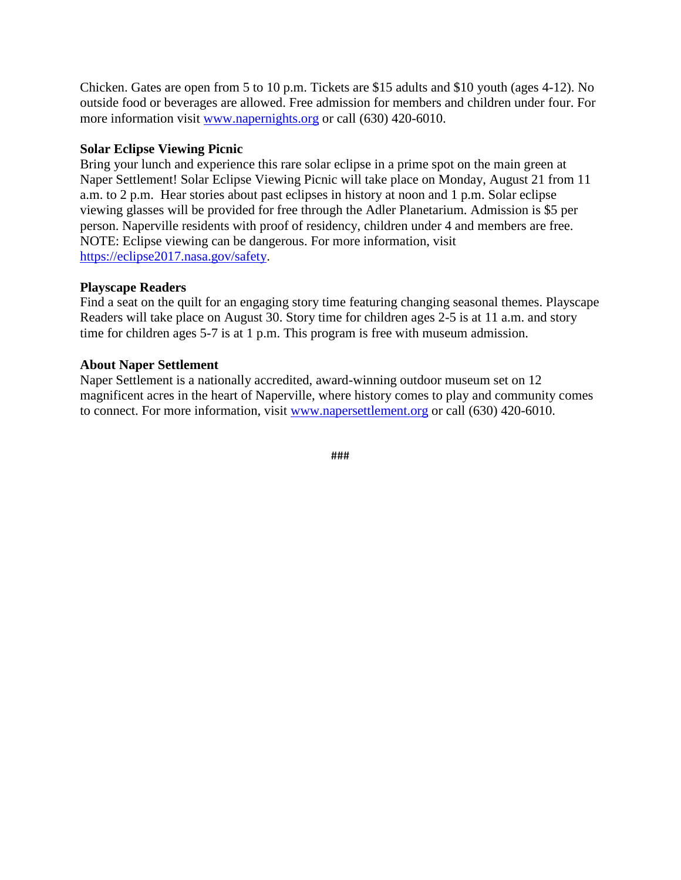Chicken. Gates are open from 5 to 10 p.m. Tickets are $15 adults and $10 youth (ages 4-12). No outside food or beverages are allowed. Free admission for members and children under four. For more information visit [www.napernights.org](http://www.napernights.org) or call (630) 420-6010.

**Solar Eclipse Viewing Picnic**

Bring your lunch and experience this rare solar eclipse in a prime spot on the main green at Naper Settlement! Solar Eclipse Viewing Picnic will take place on Monday, August 21 from 11 a.m. to 2 p.m. Hear stories about past eclipses in history at noon and 1 p.m. Solar eclipse viewing glasses will be provided for free through the Adler Planetarium. Admission is $5 per person. Naperville residents with proof of residency, children under 4 and members are free. NOTE: Eclipse viewing can be dangerous. For more information, visit [https://eclipse2017.nasa.gov/safety](https://eclipse2017.nasa.gov/safety).

**Playscape Readers**

Find a seat on the quilt for an engaging story time featuring changing seasonal themes. Playscape Readers will take place on August 30. Story time for children ages 2-5 is at 11 a.m. and story time for children ages 5-7 is at 1 p.m. This program is free with museum admission.

**About Naper Settlement**

Naper Settlement is a nationally accredited, award-winning outdoor museum set on 12 magnificent acres in the heart of Naperville, where history comes to play and community comes to connect. For more information, visit [www.napersettlement.org](http://www.napersettlement.org) or call (630) 420-6010.

###